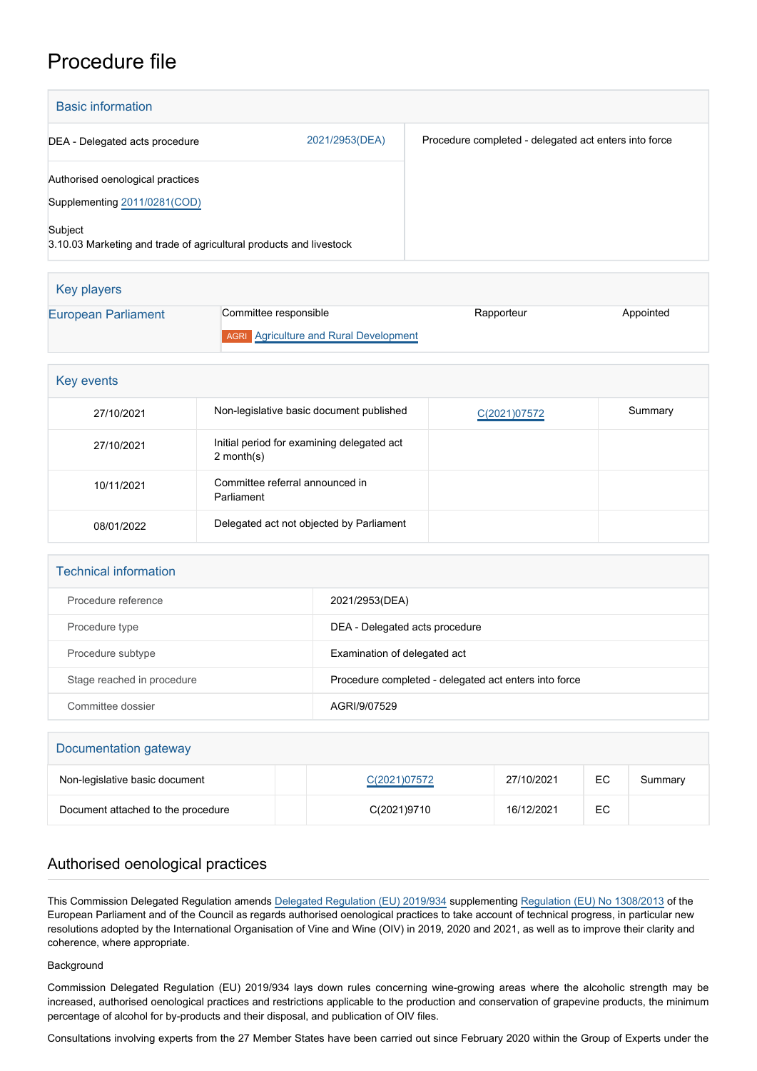# Procedure file

## Basic information

| | | |
|---|---|---|
| DEA - Delegated acts procedure | 2021/2953(DEA) | Procedure completed - delegated act enters into force |
| Authorised oenological practices<br>Supplementing 2011/0281(COD)<br><br>Subject<br>3.10.03 Marketing and trade of agricultural products and livestock | | |

## Key players

| | Committee responsible | Rapporteur | Appointed |
|---|---|---|---|
| European Parliament | AGRI Agriculture and Rural Development | | |

## Key events

| | | | |
|---|---|---|---|
| 27/10/2021 | Non-legislative basic document published | C(2021)07572 | Summary |
| 27/10/2021 | Initial period for examining delegated act 2 month(s) | | |
| 10/11/2021 | Committee referral announced in Parliament | | |
| 08/01/2022 | Delegated act not objected by Parliament | | |

## Technical information

| | |
|---|---|
| Procedure reference | 2021/2953(DEA) |
| Procedure type | DEA - Delegated acts procedure |
| Procedure subtype | Examination of delegated act |
| Stage reached in procedure | Procedure completed - delegated act enters into force |
| Committee dossier | AGRI/9/07529 |

## Documentation gateway

| | | | | | |
|---|---|---|---|---|---|
| Non-legislative basic document | | C(2021)07572 | 27/10/2021 | EC | Summary |
| Document attached to the procedure | | C(2021)9710 | 16/12/2021 | EC | |

## Authorised oenological practices

This Commission Delegated Regulation amends Delegated Regulation (EU) 2019/934 supplementing Regulation (EU) No 1308/2013 of the European Parliament and of the Council as regards authorised oenological practices to take account of technical progress, in particular new resolutions adopted by the International Organisation of Vine and Wine (OIV) in 2019, 2020 and 2021, as well as to improve their clarity and coherence, where appropriate.

Background

Commission Delegated Regulation (EU) 2019/934 lays down rules concerning wine-growing areas where the alcoholic strength may be increased, authorised oenological practices and restrictions applicable to the production and conservation of grapevine products, the minimum percentage of alcohol for by-products and their disposal, and publication of OIV files.

Consultations involving experts from the 27 Member States have been carried out since February 2020 within the Group of Experts under the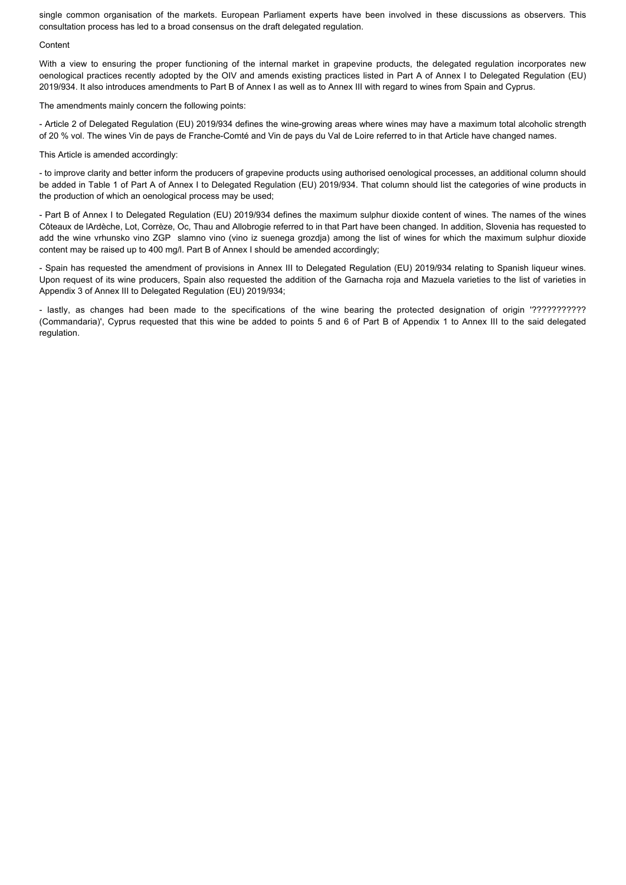single common organisation of the markets. European Parliament experts have been involved in these discussions as observers. This consultation process has led to a broad consensus on the draft delegated regulation.

Content

With a view to ensuring the proper functioning of the internal market in grapevine products, the delegated regulation incorporates new oenological practices recently adopted by the OIV and amends existing practices listed in Part A of Annex I to Delegated Regulation (EU) 2019/934. It also introduces amendments to Part B of Annex I as well as to Annex III with regard to wines from Spain and Cyprus.

The amendments mainly concern the following points:

- Article 2 of Delegated Regulation (EU) 2019/934 defines the wine-growing areas where wines may have a maximum total alcoholic strength of 20 % vol. The wines Vin de pays de Franche-Comté and Vin de pays du Val de Loire referred to in that Article have changed names.

This Article is amended accordingly:

- to improve clarity and better inform the producers of grapevine products using authorised oenological processes, an additional column should be added in Table 1 of Part A of Annex I to Delegated Regulation (EU) 2019/934. That column should list the categories of wine products in the production of which an oenological process may be used;

- Part B of Annex I to Delegated Regulation (EU) 2019/934 defines the maximum sulphur dioxide content of wines. The names of the wines Côteaux de lArdèche, Lot, Corrèze, Oc, Thau and Allobrogie referred to in that Part have been changed. In addition, Slovenia has requested to add the wine vrhunsko vino ZGP  slamno vino (vino iz suenega grozdja) among the list of wines for which the maximum sulphur dioxide content may be raised up to 400 mg/l. Part B of Annex I should be amended accordingly;

- Spain has requested the amendment of provisions in Annex III to Delegated Regulation (EU) 2019/934 relating to Spanish liqueur wines. Upon request of its wine producers, Spain also requested the addition of the Garnacha roja and Mazuela varieties to the list of varieties in Appendix 3 of Annex III to Delegated Regulation (EU) 2019/934;

- lastly, as changes had been made to the specifications of the wine bearing the protected designation of origin '??????????? (Commandaria)', Cyprus requested that this wine be added to points 5 and 6 of Part B of Appendix 1 to Annex III to the said delegated regulation.